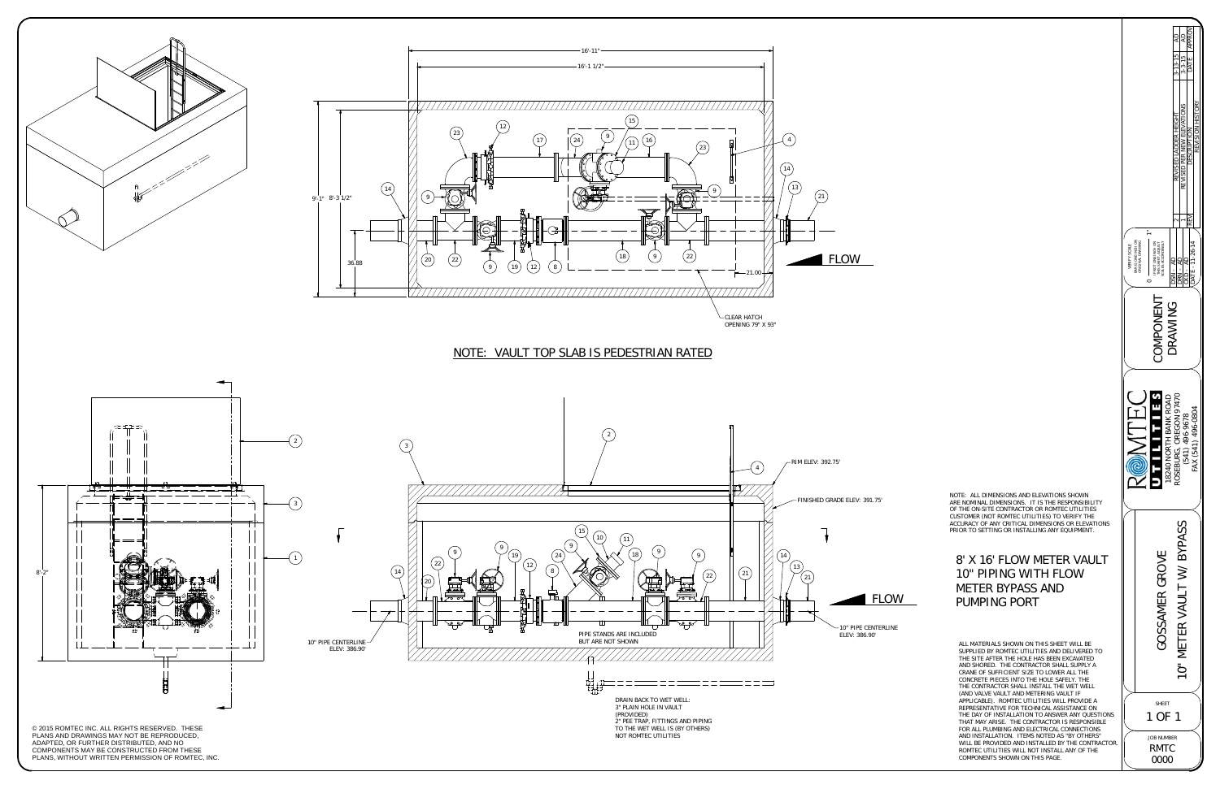# 8' X 16' FLOW METER VAULT 10" PIPING WITH FLOW METER BYPASS AND PUMPING PORT

NOTE: VAULT TOP SLAB IS PEDESTRIAN RATED

16'-11"

16'-1 1/2"

9'-1"

8'-3 1/2"

36.88

21.00

FLOW

CLEAR HATCH OPENING 79" X 93"

8'-2"

RIM ELEV: 392.75'

FINISHED GRADE ELEV: 391.75'

10" PIPE CENTERLINE ELEV: 386.90'

10" PIPE CENTERLINE ELEV: 386.90'

PIPE STANDS ARE INCLUDED BUT ARE NOT SHOWN

DRAIN BACK TO WET WELL:
3" PLAIN HOLE IN VAULT (PROVIDED)
2" PEE TRAP, FITTINGS AND PIPING TO THE WET WELL IS (BY OTHERS) NOT ROMTEC UTILITIES

NOTE: ALL DIMENSIONS AND ELEVATIONS SHOWN ARE NOMINAL DIMENSIONS. IT IS THE RESPONSIBILITY OF THE ON-SITE CONTRACTOR OR ROMTEC UTILITIES CUSTOMER (NOT ROMTEC UTILITIES) TO VERIFY THE ACCURACY OF ANY CRITICAL DIMENSIONS OR ELEVATIONS PRIOR TO SETTING OR INSTALLING ANY EQUIPMENT.

ALL MATERIALS SHOWN ON THIS SHEET WILL BE SUPPLIED BY ROMTEC UTILITIES AND DELIVERED TO THE SITE AFTER THE HOLE HAS BEEN EXCAVATED AND SHORED. THE CONTRACTOR SHALL SUPPLY A CRANE OF SUFFICIENT SIZE TO LOWER ALL THE CONCRETE PIECES INTO THE HOLE SAFELY. THE CONTRACTOR SHALL INSTALL THE WET WELL (AND VALVE VAULT AND METERING VAULT IF APPLICABLE). ROMTEC UTILITIES WILL PROVIDE A REPRESENTATIVE FOR TECHNICAL ASSISTANCE ON THE DAY OF INSTALLATION TO ANSWER ANY QUESTIONS THAT MAY ARISE. THE CONTRACTOR IS RESPONSIBLE FOR ALL PLUMBING AND ELECTRICAL CONNECTIONS AND INSTALLATION. ITEMS NOTED AS "BY OTHERS" WILL BE PROVIDED AND INSTALLED BY THE CONTRACTOR. ROMTEC UTILITIES WILL NOT INSTALL ANY OF THE COMPONENTS SHOWN ON THIS PAGE.

© 2015 ROMTEC INC. ALL RIGHTS RESERVED. THESE PLANS AND DRAWINGS MAY NOT BE REPRODUCED, ADAPTED, OR FURTHER DISTRIBUTED, AND NO COMPONENTS MAY BE CONSTRUCTED FROM THESE PLANS, WITHOUT WRITTEN PERMISSION OF ROMTEC, INC.

| REV | DESCRIPTION | DATE | APPROV |
|---|---|---|---|
| 2 | REVISED LADDER HEIGHT | 3-13-15 | AD |
| 1 | REVISED PER NEW ELEVATIONS | 3-3-15 | AD |
| | REVISION HISTORY | | |

VERIFY SCALE: BAR IS ONE INCH ON ORIGINAL DRAWING. IF NOT ONE INCH ON THIS SHEET, ADJUST SCALES ACCORDINGLY.

DSN: AD
DRN: AD
CHK: AD
DATE: 11-26-14

COMPONENT DRAWING

ROMTEC UTILITIES
18240 NORTH BANK ROAD
ROSEBURG, OREGON 97470
(541) 496-9678
FAX (541) 496-0804

GOSSAMER GROVE
10" METER VAULT W/ BYPASS

SHEET 1 OF 1

JOB NUMBER RMTC 0000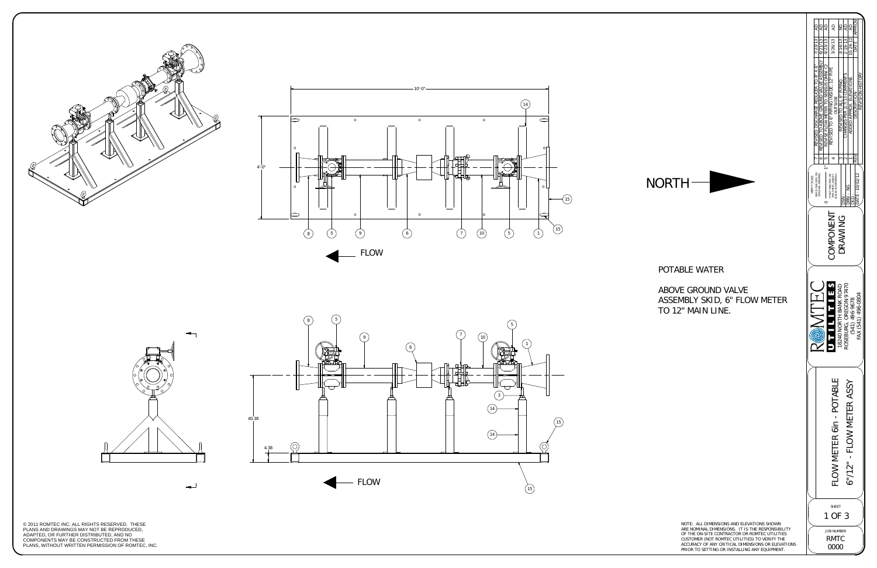POTABLE WATER

ABOVE GROUND VALVE ASSEMBLY SKID, 6" FLOW METER TO 12" MAIN LINE.

NORTH

FLOW

10'-0"

4'-0"

40.38

4.38

NOTE: ALL DIMENSIONS AND ELEVATIONS SHOWN ARE NOMINAL DIMENSIONS. IT IS THE RESPONSIBILITY OF THE ON-SITE CONTRACTOR OR ROMTEC UTILITIES CUSTOMER (NOT ROMTEC UTILITIES) TO VERIFY THE ACCURACY OF ANY CRITICAL DIMENSIONS OR ELEVATIONS PRIOR TO SETTING OR INSTALLING ANY EQUIPMENT.

© 2011 ROMTEC INC. ALL RIGHTS RESERVED. THESE PLANS AND DRAWINGS MAY NOT BE REPRODUCED, ADAPTED, OR FURTHER DISTRIBUTED, AND NO COMPONENTS MAY BE CONSTRUCTED FROM THESE PLANS, WITHOUT WRITTEN PERMISSION OF ROMTEC, INC.

| REV | DESCRIPTION | DATE | APPROV |
|---|---|---|---|
| 7 | REVISED DISCHARGE REDUCER TO 8" X 6" | 7/23/13 | AD |
| 6 | REVISED TO ABOVE GROUND VALVE ASSEMBLY | 6/21/13 | AD |
| 5 | REVISED FLOW METER TO SENSUS OMNI C2 | 4/23/13 | AD |
| 4 | REVISED TO 6" PIPING INSIDE, 12" PIPE OUTSIDE | 3/26/13 | AD |
| 3 | REVISED TO ALL 6" PIPING | 3/14/13 | NG |
| 2 | CHANGES PER 2/7/13 COMMENTS | 2-19-13 | AD |
| 1 | ADDED APPROX. ELEVATIONS | 10-24-12 | AD |

REVISION HISTORY

DSN:
DRN: NG
CKD:
DATE: 10/02/12

COMPONENT DRAWING

ROMTEC UTILITIES
18240 NORTH BANK ROAD
ROSEBURG, OREGON 97470
(541) 496-9678
FAX (541) 496-0804

FLOW METER 6in - POTABLE
6"/12" - FLOW METER ASSY

SHEET
1 OF 3

JOB NUMBER
RMTC
0000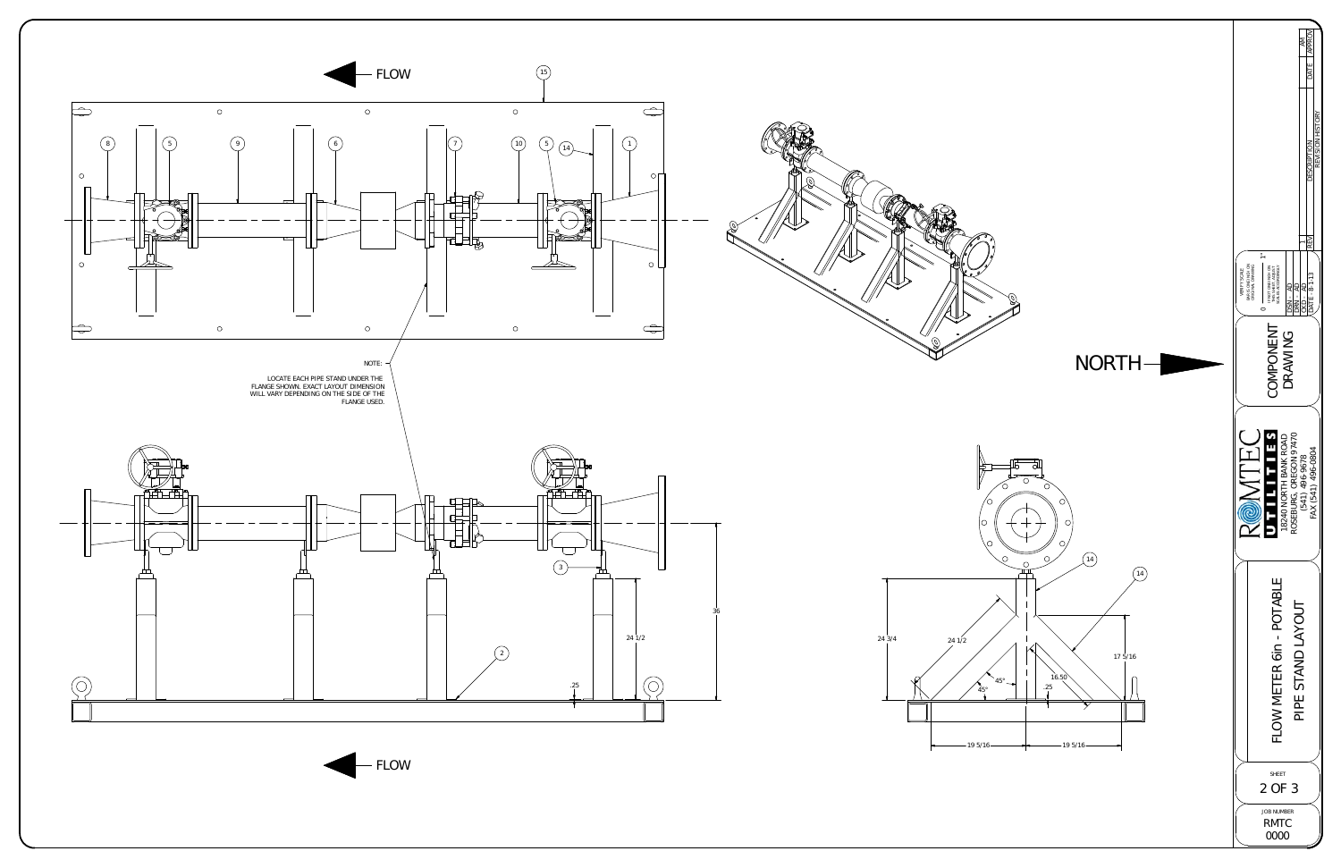FLOW

NOTE:

LOCATE EACH PIPE STAND UNDER THE FLANGE SHOWN. EXACT LAYOUT DIMENSION WILL VARY DEPENDING ON THE SIDE OF THE FLANGE USED.

FLOW

NORTH

24 3/4

24 1/2

17 5/16

16.50

.25

45°

45°

19 5/16

19 5/16

36

24 1/2

.25

| REV | DESCRIPTION | DATE | APPROV |
| --- | --- | --- | --- |
| 1 | | | AH |
| | REVISION HISTORY | | |

VERIFY SCALE
BAR IS ONE INCH ON ORIGINAL DRAWING
0 — 1"
IF NOT ONE INCH ON THIS SHEET, ADJUST SCALES ACCORDINGLY

DSN: AD
DRN: AD
CKD: AD
DATE: 6-1-13

# COMPONENT DRAWING

ROMTEC UTILITIES
18240 NORTH BANK ROAD
ROSEBURG, OREGON 97470
(541) 496-9678
FAX (541) 496-0804

# FLOW METER 6in - POTABLE PIPE STAND LAYOUT

SHEET
2 OF 3

JOB NUMBER
RMTC
0000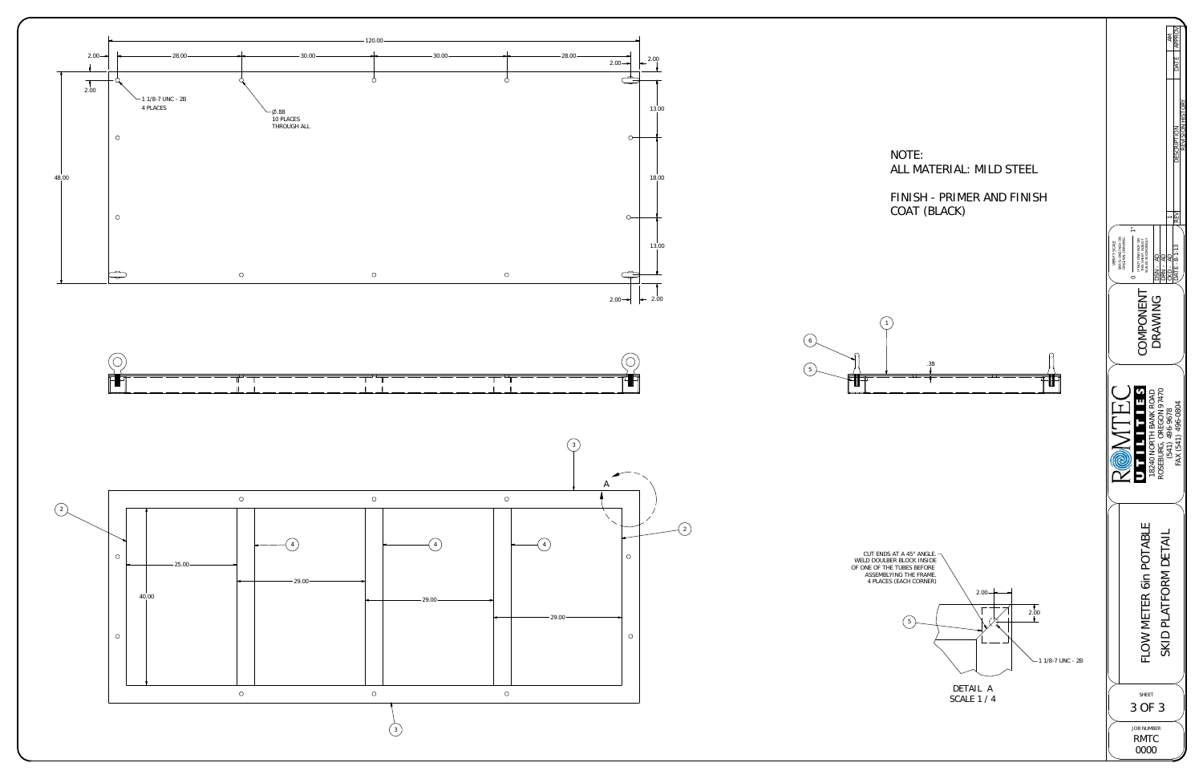NOTE:
ALL MATERIAL: MILD STEEL

FINISH - PRIMER AND FINISH COAT (BLACK)

120.00

2.00 28.00 30.00 30.00 28.00 2.00 2.00

2.00

1 1/8-7 UNC - 2B
4 PLACES

Ø.88
10 PLACES
THROUGH ALL

48.00

13.00

18.00

13.00

2.00 2.00

1

6

5

.38

3

A

2

2

4

4

4

25.00

40.00

29.00

29.00

29.00

3

CUT ENDS AT A 45° ANGLE.
WELD DOULBER BLOCK INSIDE
OF ONE OF THE TUBES BEFORE
ASSEMBLYING THE FRAME.
4 PLACES (EACH CORNER)

2.00

2.00

5

1 1/8-7 UNC - 2B

DETAIL A
SCALE 1 / 4

| REV | DESCRIPTION | DATE | APPROV |
|---|---|---|---|
| 1 | | | AW |
| | REVISION HISTORY | | |

VERIFY SCALE
BAR IS ONE INCH ON
ORIGINAL DRAWING

0 1"

IF NOT ONE INCH ON
THIS SHEET, ADJUST
SCALES ACCORDINGLY

DSN: AD
DRN: AD
SCALE: AS
DATE: 8-1-13

COMPONENT DRAWING

ROMTEC UTILITIES
18240 NORTH BANK ROAD
ROSEBURG, OREGON 97470
(541) 496-9678
FAX (541) 496-0804

FLOW METER 6in POTABLE
SKID PLATFORM DETAIL

SHEET
3 OF 3

JOB NUMBER
RMTC
0000